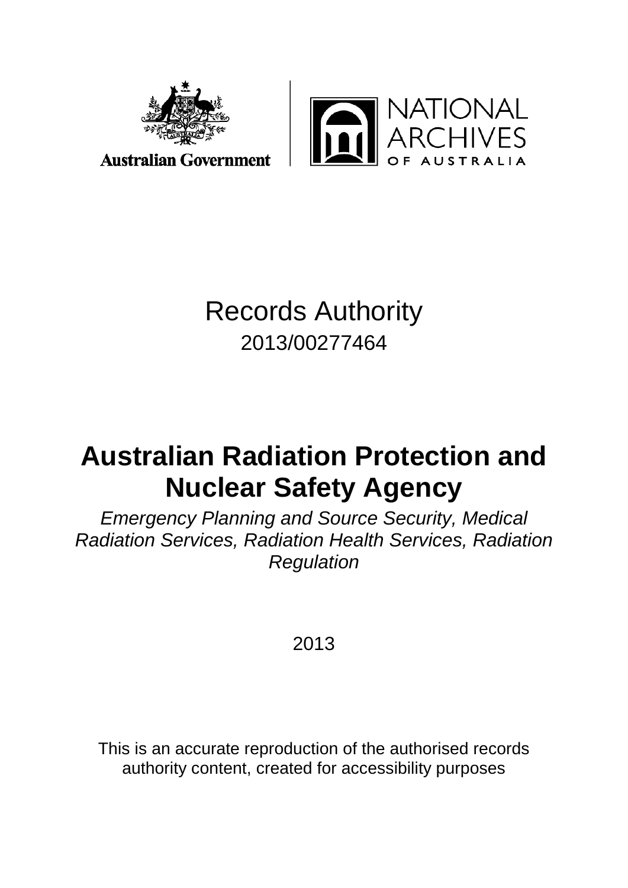Australian Government

NATIONAL ARCHIVES OF AUSTRALIA

# Records Authority

2013/00277464

# Australian Radiation Protection and Nuclear Safety Agency

*Emergency Planning and Source Security, Medical Radiation Services, Radiation Health Services, Radiation Regulation*

2013

This is an accurate reproduction of the authorised records authority content, created for accessibility purposes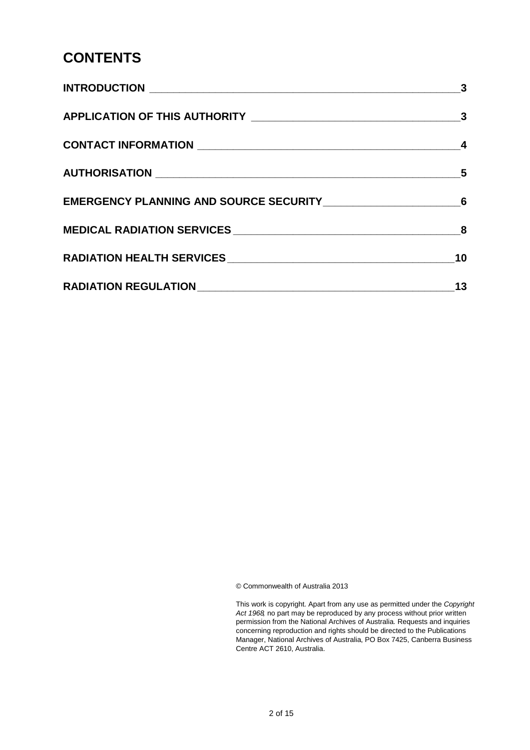# CONTENTS

| | |
|---|---|
| INTRODUCTION | 3 |
| APPLICATION OF THIS AUTHORITY | 3 |
| CONTACT INFORMATION | 4 |
| AUTHORISATION | 5 |
| EMERGENCY PLANNING AND SOURCE SECURITY | 6 |
| MEDICAL RADIATION SERVICES | 8 |
| RADIATION HEALTH SERVICES | 10 |
| RADIATION REGULATION | 13 |

© Commonwealth of Australia 2013

This work is copyright. Apart from any use as permitted under the *Copyright Act 1968*, no part may be reproduced by any process without prior written permission from the National Archives of Australia. Requests and inquiries concerning reproduction and rights should be directed to the Publications Manager, National Archives of Australia, PO Box 7425, Canberra Business Centre ACT 2610, Australia.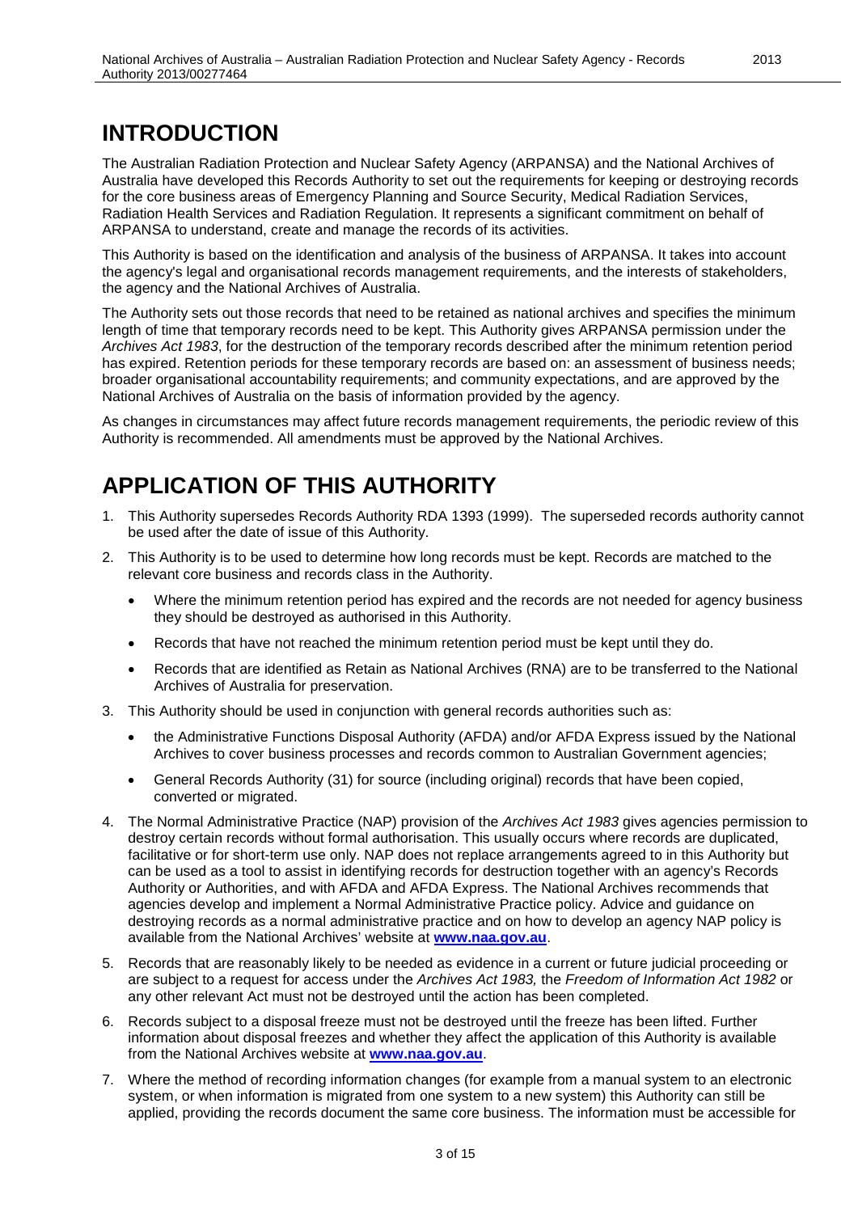# INTRODUCTION

The Australian Radiation Protection and Nuclear Safety Agency (ARPANSA) and the National Archives of Australia have developed this Records Authority to set out the requirements for keeping or destroying records for the core business areas of Emergency Planning and Source Security, Medical Radiation Services, Radiation Health Services and Radiation Regulation. It represents a significant commitment on behalf of ARPANSA to understand, create and manage the records of its activities.

This Authority is based on the identification and analysis of the business of ARPANSA. It takes into account the agency's legal and organisational records management requirements, and the interests of stakeholders, the agency and the National Archives of Australia.

The Authority sets out those records that need to be retained as national archives and specifies the minimum length of time that temporary records need to be kept. This Authority gives ARPANSA permission under the *Archives Act 1983*, for the destruction of the temporary records described after the minimum retention period has expired. Retention periods for these temporary records are based on: an assessment of business needs; broader organisational accountability requirements; and community expectations, and are approved by the National Archives of Australia on the basis of information provided by the agency.

As changes in circumstances may affect future records management requirements, the periodic review of this Authority is recommended. All amendments must be approved by the National Archives.

# APPLICATION OF THIS AUTHORITY

1. This Authority supersedes Records Authority RDA 1393 (1999). The superseded records authority cannot be used after the date of issue of this Authority.
2. This Authority is to be used to determine how long records must be kept. Records are matched to the relevant core business and records class in the Authority.
   - Where the minimum retention period has expired and the records are not needed for agency business they should be destroyed as authorised in this Authority.
   - Records that have not reached the minimum retention period must be kept until they do.
   - Records that are identified as Retain as National Archives (RNA) are to be transferred to the National Archives of Australia for preservation.
3. This Authority should be used in conjunction with general records authorities such as:
   - the Administrative Functions Disposal Authority (AFDA) and/or AFDA Express issued by the National Archives to cover business processes and records common to Australian Government agencies;
   - General Records Authority (31) for source (including original) records that have been copied, converted or migrated.
4. The Normal Administrative Practice (NAP) provision of the *Archives Act 1983* gives agencies permission to destroy certain records without formal authorisation. This usually occurs where records are duplicated, facilitative or for short-term use only. NAP does not replace arrangements agreed to in this Authority but can be used as a tool to assist in identifying records for destruction together with an agency's Records Authority or Authorities, and with AFDA and AFDA Express. The National Archives recommends that agencies develop and implement a Normal Administrative Practice policy. Advice and guidance on destroying records as a normal administrative practice and on how to develop an agency NAP policy is available from the National Archives' website at **www.naa.gov.au**.
5. Records that are reasonably likely to be needed as evidence in a current or future judicial proceeding or are subject to a request for access under the *Archives Act 1983,* the *Freedom of Information Act 1982* or any other relevant Act must not be destroyed until the action has been completed.
6. Records subject to a disposal freeze must not be destroyed until the freeze has been lifted. Further information about disposal freezes and whether they affect the application of this Authority is available from the National Archives website at **www.naa.gov.au**.
7. Where the method of recording information changes (for example from a manual system to an electronic system, or when information is migrated from one system to a new system) this Authority can still be applied, providing the records document the same core business. The information must be accessible for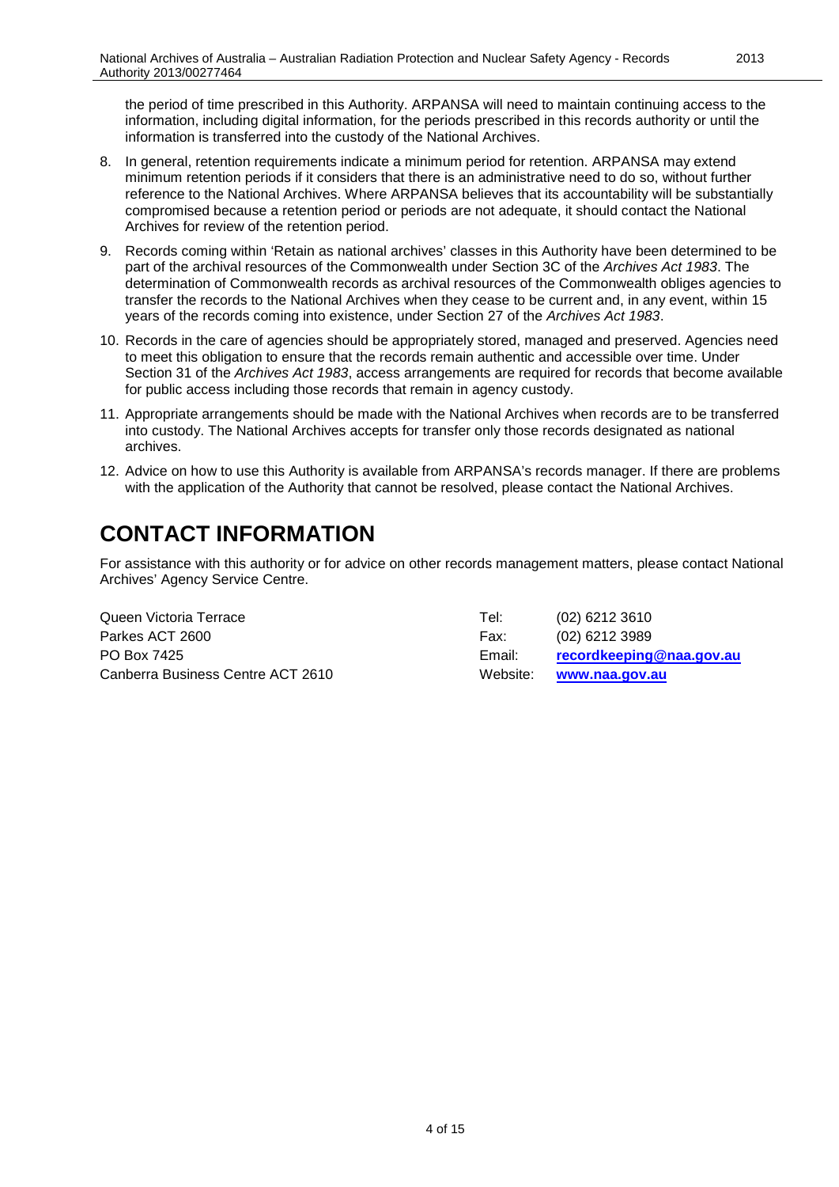the period of time prescribed in this Authority. ARPANSA will need to maintain continuing access to the information, including digital information, for the periods prescribed in this records authority or until the information is transferred into the custody of the National Archives.

8. In general, retention requirements indicate a minimum period for retention. ARPANSA may extend minimum retention periods if it considers that there is an administrative need to do so, without further reference to the National Archives. Where ARPANSA believes that its accountability will be substantially compromised because a retention period or periods are not adequate, it should contact the National Archives for review of the retention period.
9. Records coming within 'Retain as national archives' classes in this Authority have been determined to be part of the archival resources of the Commonwealth under Section 3C of the *Archives Act 1983*. The determination of Commonwealth records as archival resources of the Commonwealth obliges agencies to transfer the records to the National Archives when they cease to be current and, in any event, within 15 years of the records coming into existence, under Section 27 of the *Archives Act 1983*.
10. Records in the care of agencies should be appropriately stored, managed and preserved. Agencies need to meet this obligation to ensure that the records remain authentic and accessible over time. Under Section 31 of the *Archives Act 1983*, access arrangements are required for records that become available for public access including those records that remain in agency custody.
11. Appropriate arrangements should be made with the National Archives when records are to be transferred into custody. The National Archives accepts for transfer only those records designated as national archives.
12. Advice on how to use this Authority is available from ARPANSA's records manager. If there are problems with the application of the Authority that cannot be resolved, please contact the National Archives.

# CONTACT INFORMATION

For assistance with this authority or for advice on other records management matters, please contact National Archives' Agency Service Centre.

Queen Victoria Terrace
Parkes ACT 2600
PO Box 7425
Canberra Business Centre ACT 2610

Tel: (02) 6212 3610
Fax: (02) 6212 3989
Email: **recordkeeping@naa.gov.au**
Website: **www.naa.gov.au**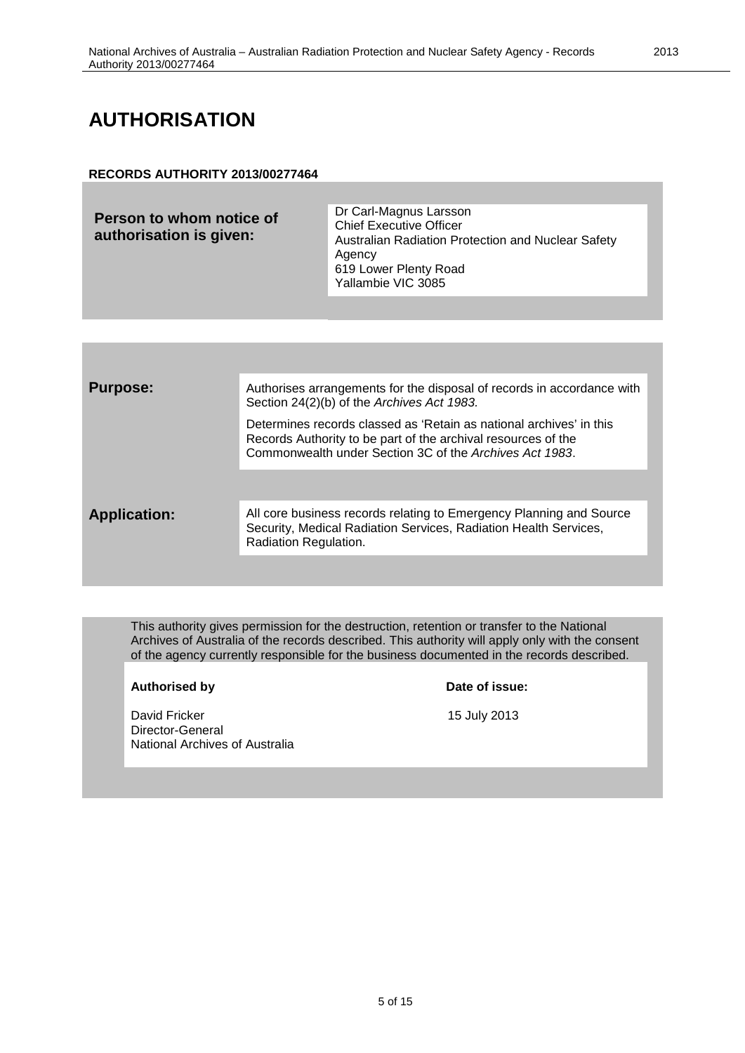# AUTHORISATION

**RECORDS AUTHORITY 2013/00277464**

| **Person to whom notice of authorisation is given:** | Dr Carl-Magnus Larsson<br>Chief Executive Officer<br>Australian Radiation Protection and Nuclear Safety Agency<br>619 Lower Plenty Road<br>Yallambie VIC 3085 |
|---|---|

| | |
|---|---|
| **Purpose:** | Authorises arrangements for the disposal of records in accordance with Section 24(2)(b) of the *Archives Act 1983.*<br><br>Determines records classed as 'Retain as national archives' in this Records Authority to be part of the archival resources of the Commonwealth under Section 3C of the *Archives Act 1983*. |
| **Application:** | All core business records relating to Emergency Planning and Source Security, Medical Radiation Services, Radiation Health Services, Radiation Regulation. |

This authority gives permission for the destruction, retention or transfer to the National Archives of Australia of the records described. This authority will apply only with the consent of the agency currently responsible for the business documented in the records described.

| **Authorised by** | **Date of issue:** |
|---|---|
| David Fricker<br>Director-General<br>National Archives of Australia | 15 July 2013 |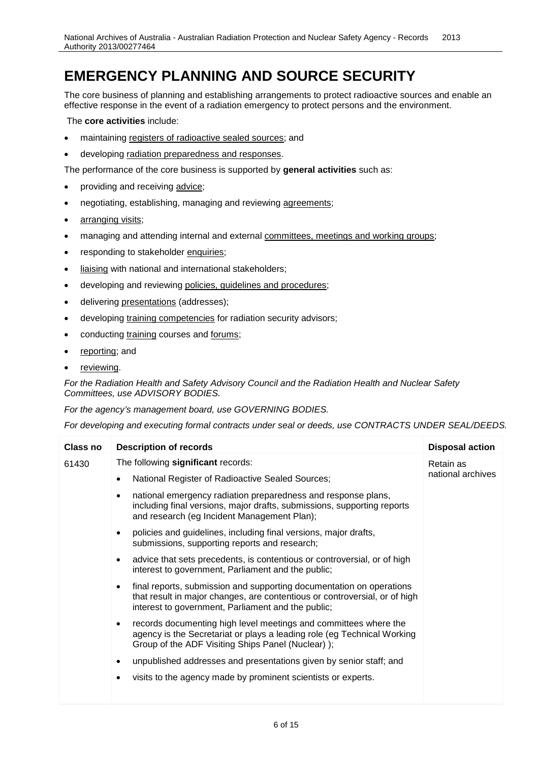# EMERGENCY PLANNING AND SOURCE SECURITY

The core business of planning and establishing arrangements to protect radioactive sources and enable an effective response in the event of a radiation emergency to protect persons and the environment.

The **core activities** include:

- maintaining registers of radioactive sealed sources; and
- developing radiation preparedness and responses.

The performance of the core business is supported by **general activities** such as:

- providing and receiving advice;
- negotiating, establishing, managing and reviewing agreements;
- arranging visits;
- managing and attending internal and external committees, meetings and working groups;
- responding to stakeholder enquiries;
- liaising with national and international stakeholders;
- developing and reviewing policies, guidelines and procedures;
- delivering presentations (addresses);
- developing training competencies for radiation security advisors;
- conducting training courses and forums;
- reporting; and
- reviewing.

*For the Radiation Health and Safety Advisory Council and the Radiation Health and Nuclear Safety Committees, use ADVISORY BODIES.*

*For the agency's management board, use GOVERNING BODIES.*

*For developing and executing formal contracts under seal or deeds, use CONTRACTS UNDER SEAL/DEEDS.*

| Class no | Description of records | Disposal action |
|---|---|---|
| 61430 | The following **significant** records:<br>• National Register of Radioactive Sealed Sources;<br>• national emergency radiation preparedness and response plans, including final versions, major drafts, submissions, supporting reports and research (eg Incident Management Plan);<br>• policies and guidelines, including final versions, major drafts, submissions, supporting reports and research;<br>• advice that sets precedents, is contentious or controversial, or of high interest to government, Parliament and the public;<br>• final reports, submission and supporting documentation on operations that result in major changes, are contentious or controversial, or of high interest to government, Parliament and the public;<br>• records documenting high level meetings and committees where the agency is the Secretariat or plays a leading role (eg Technical Working Group of the ADF Visiting Ships Panel (Nuclear) );<br>• unpublished addresses and presentations given by senior staff; and<br>• visits to the agency made by prominent scientists or experts. | Retain as national archives |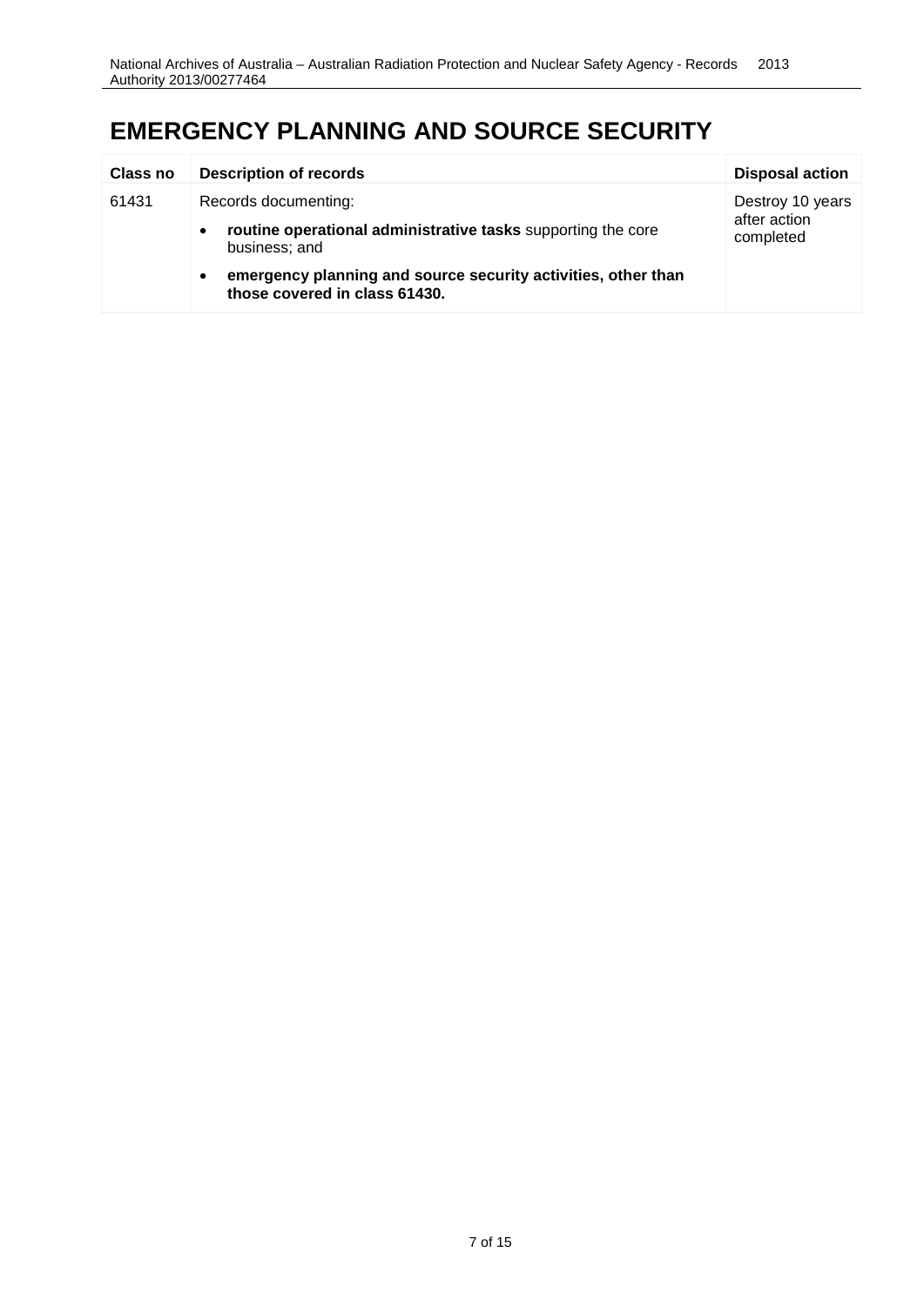# EMERGENCY PLANNING AND SOURCE SECURITY

| Class no | Description of records | Disposal action |
|---|---|---|
| 61431 | Records documenting:<br>• **routine operational administrative tasks** supporting the core business; and<br>• **emergency planning and source security activities, other than those covered in class 61430.** | Destroy 10 years after action completed |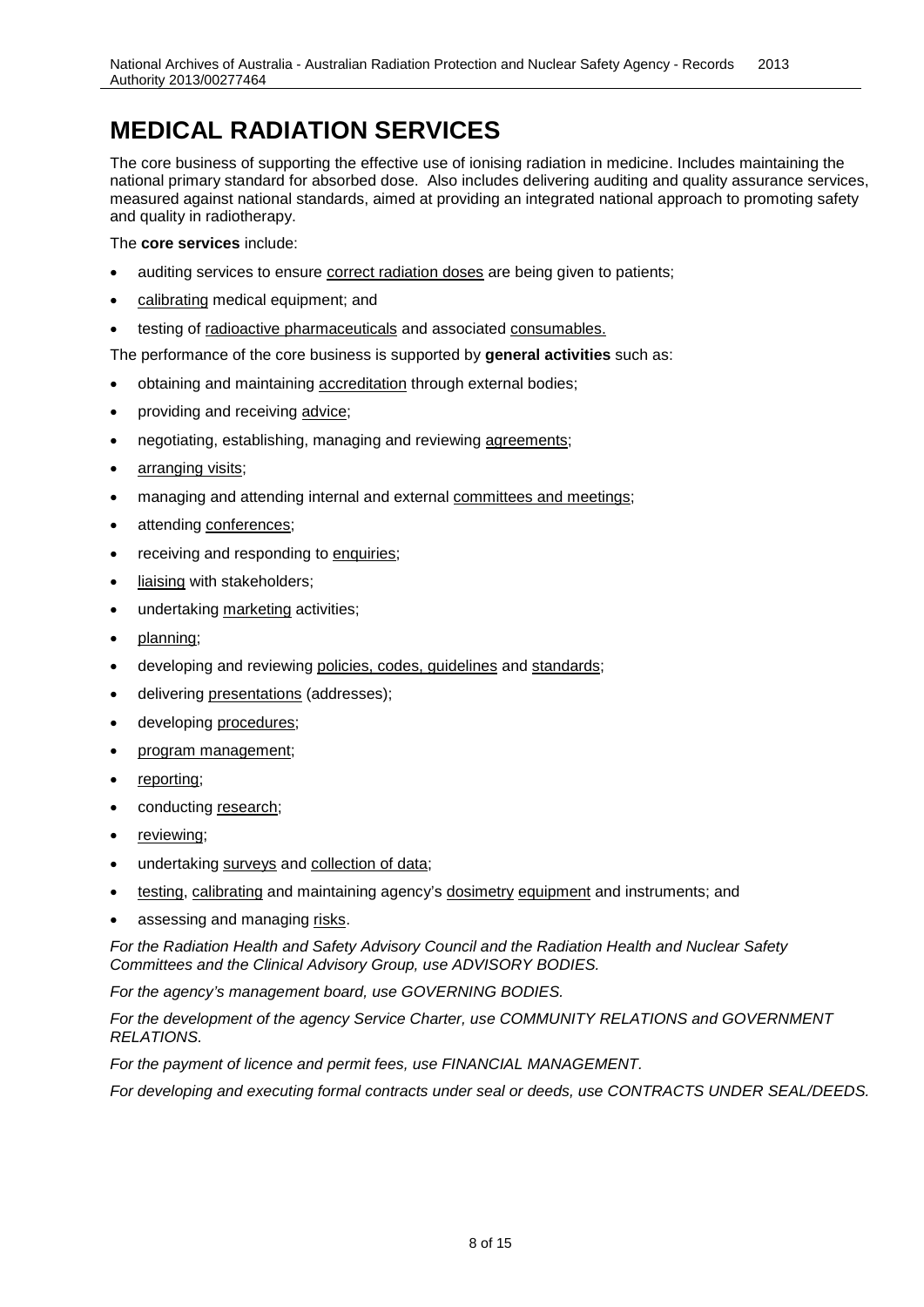# MEDICAL RADIATION SERVICES

The core business of supporting the effective use of ionising radiation in medicine. Includes maintaining the national primary standard for absorbed dose. Also includes delivering auditing and quality assurance services, measured against national standards, aimed at providing an integrated national approach to promoting safety and quality in radiotherapy.

The **core services** include:

- auditing services to ensure correct radiation doses are being given to patients;
- calibrating medical equipment; and
- testing of radioactive pharmaceuticals and associated consumables.

The performance of the core business is supported by **general activities** such as:

- obtaining and maintaining accreditation through external bodies;
- providing and receiving advice;
- negotiating, establishing, managing and reviewing agreements;
- arranging visits;
- managing and attending internal and external committees and meetings;
- attending conferences;
- receiving and responding to enquiries;
- liaising with stakeholders;
- undertaking marketing activities;
- planning;
- developing and reviewing policies, codes, guidelines and standards;
- delivering presentations (addresses);
- developing procedures;
- program management;
- reporting;
- conducting research;
- reviewing;
- undertaking surveys and collection of data;
- testing, calibrating and maintaining agency's dosimetry equipment and instruments; and
- assessing and managing risks.

*For the Radiation Health and Safety Advisory Council and the Radiation Health and Nuclear Safety Committees and the Clinical Advisory Group, use ADVISORY BODIES.*

*For the agency's management board, use GOVERNING BODIES.*

*For the development of the agency Service Charter, use COMMUNITY RELATIONS and GOVERNMENT RELATIONS.*

*For the payment of licence and permit fees, use FINANCIAL MANAGEMENT.*

*For developing and executing formal contracts under seal or deeds, use CONTRACTS UNDER SEAL/DEEDS.*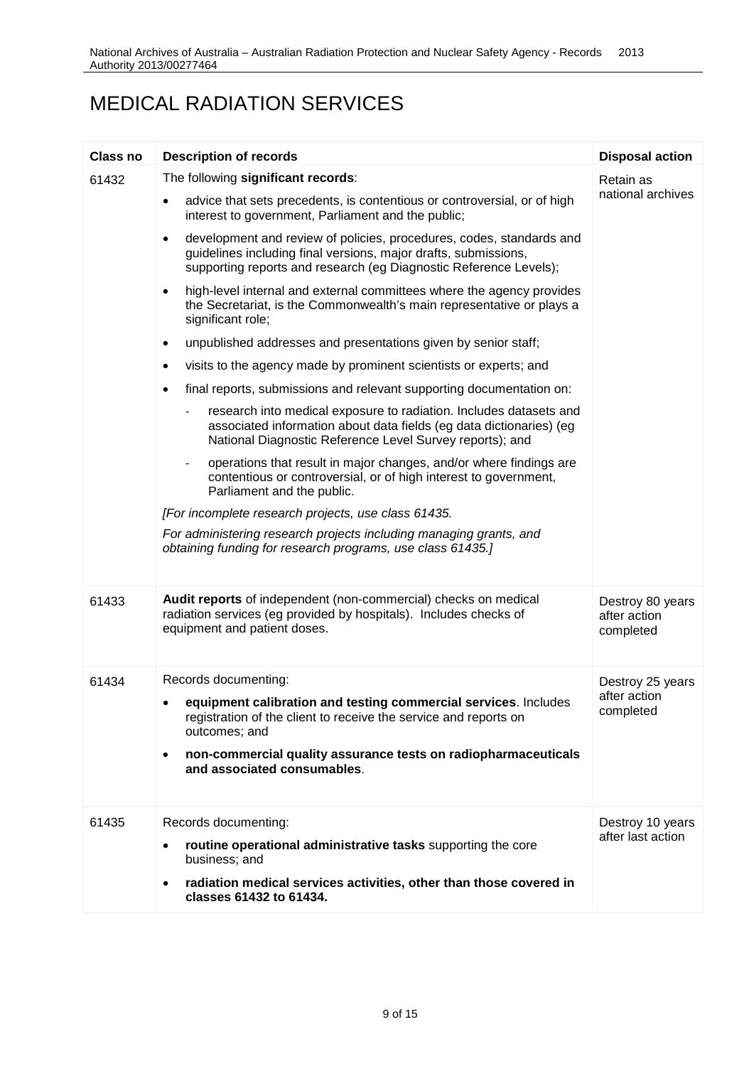# MEDICAL RADIATION SERVICES

| Class no | Description of records | Disposal action |
|---|---|---|
| 61432 | The following **significant records**:<br>• advice that sets precedents, is contentious or controversial, or of high interest to government, Parliament and the public;<br>• development and review of policies, procedures, codes, standards and guidelines including final versions, major drafts, submissions, supporting reports and research (eg Diagnostic Reference Levels);<br>• high-level internal and external committees where the agency provides the Secretariat, is the Commonwealth's main representative or plays a significant role;<br>• unpublished addresses and presentations given by senior staff;<br>• visits to the agency made by prominent scientists or experts; and<br>• final reports, submissions and relevant supporting documentation on:<br>- research into medical exposure to radiation. Includes datasets and associated information about data fields (eg data dictionaries) (eg National Diagnostic Reference Level Survey reports); and<br>- operations that result in major changes, and/or where findings are contentious or controversial, or of high interest to government, Parliament and the public.<br>*[For incomplete research projects, use class 61435.*<br>*For administering research projects including managing grants, and obtaining funding for research programs, use class 61435.]* | Retain as national archives |
| 61433 | **Audit reports** of independent (non-commercial) checks on medical radiation services (eg provided by hospitals). Includes checks of equipment and patient doses. | Destroy 80 years after action completed |
| 61434 | Records documenting:<br>• **equipment calibration and testing commercial services**. Includes registration of the client to receive the service and reports on outcomes; and<br>• **non-commercial quality assurance tests on radiopharmaceuticals and associated consumables**. | Destroy 25 years after action completed |
| 61435 | Records documenting:<br>• **routine operational administrative tasks** supporting the core business; and<br>• **radiation medical services activities, other than those covered in classes 61432 to 61434.** | Destroy 10 years after last action |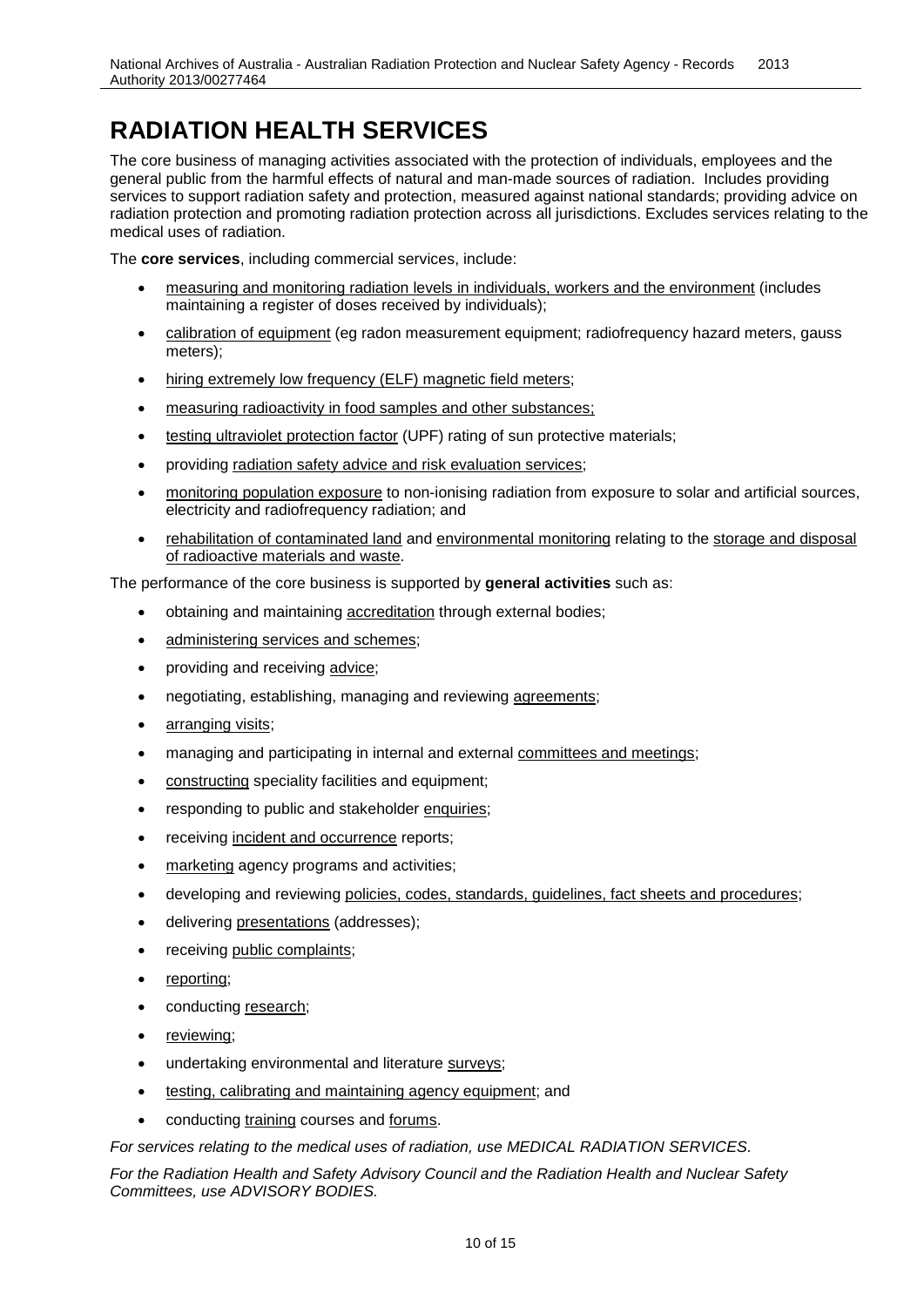# RADIATION HEALTH SERVICES

The core business of managing activities associated with the protection of individuals, employees and the general public from the harmful effects of natural and man-made sources of radiation. Includes providing services to support radiation safety and protection, measured against national standards; providing advice on radiation protection and promoting radiation protection across all jurisdictions. Excludes services relating to the medical uses of radiation.

The **core services**, including commercial services, include:

- measuring and monitoring radiation levels in individuals, workers and the environment (includes maintaining a register of doses received by individuals);
- calibration of equipment (eg radon measurement equipment; radiofrequency hazard meters, gauss meters);
- hiring extremely low frequency (ELF) magnetic field meters;
- measuring radioactivity in food samples and other substances;
- testing ultraviolet protection factor (UPF) rating of sun protective materials;
- providing radiation safety advice and risk evaluation services;
- monitoring population exposure to non-ionising radiation from exposure to solar and artificial sources, electricity and radiofrequency radiation; and
- rehabilitation of contaminated land and environmental monitoring relating to the storage and disposal of radioactive materials and waste.

The performance of the core business is supported by **general activities** such as:

- obtaining and maintaining accreditation through external bodies;
- administering services and schemes;
- providing and receiving advice;
- negotiating, establishing, managing and reviewing agreements;
- arranging visits;
- managing and participating in internal and external committees and meetings;
- constructing speciality facilities and equipment;
- responding to public and stakeholder enquiries;
- receiving incident and occurrence reports;
- marketing agency programs and activities;
- developing and reviewing policies, codes, standards, guidelines, fact sheets and procedures;
- delivering presentations (addresses);
- receiving public complaints;
- reporting;
- conducting research;
- reviewing;
- undertaking environmental and literature surveys;
- testing, calibrating and maintaining agency equipment; and
- conducting training courses and forums.

*For services relating to the medical uses of radiation, use MEDICAL RADIATION SERVICES.*

*For the Radiation Health and Safety Advisory Council and the Radiation Health and Nuclear Safety Committees, use ADVISORY BODIES.*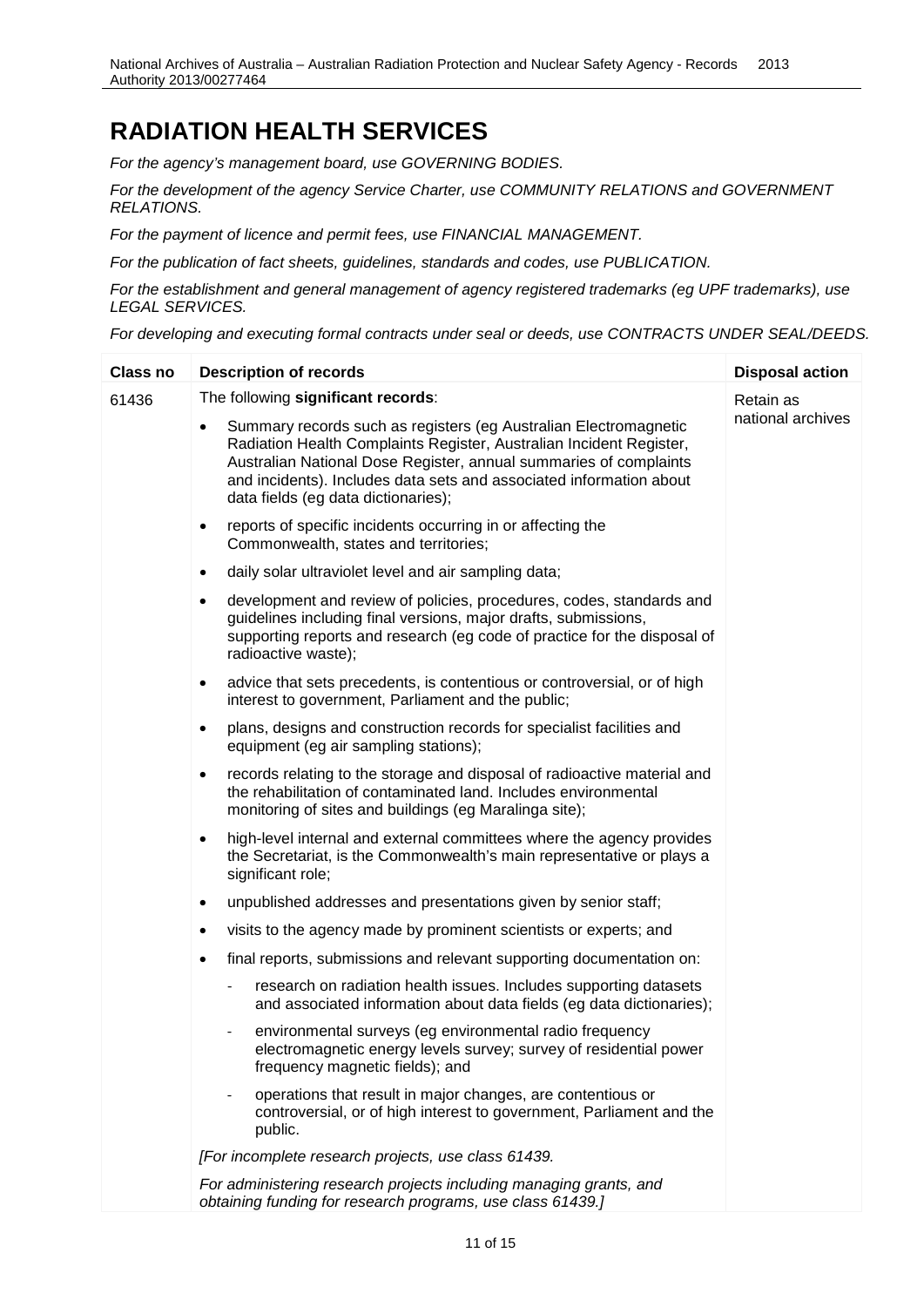# RADIATION HEALTH SERVICES

*For the agency's management board, use GOVERNING BODIES.*

*For the development of the agency Service Charter, use COMMUNITY RELATIONS and GOVERNMENT RELATIONS.*

*For the payment of licence and permit fees, use FINANCIAL MANAGEMENT.*

*For the publication of fact sheets, guidelines, standards and codes, use PUBLICATION.*

*For the establishment and general management of agency registered trademarks (eg UPF trademarks), use LEGAL SERVICES.*

*For developing and executing formal contracts under seal or deeds, use CONTRACTS UNDER SEAL/DEEDS.*

| Class no | Description of records | Disposal action |
|---|---|---|
| 61436 | The following **significant records**:<br><br>• Summary records such as registers (eg Australian Electromagnetic Radiation Health Complaints Register, Australian Incident Register, Australian National Dose Register, annual summaries of complaints and incidents). Includes data sets and associated information about data fields (eg data dictionaries);<br>• reports of specific incidents occurring in or affecting the Commonwealth, states and territories;<br>• daily solar ultraviolet level and air sampling data;<br>• development and review of policies, procedures, codes, standards and guidelines including final versions, major drafts, submissions, supporting reports and research (eg code of practice for the disposal of radioactive waste);<br>• advice that sets precedents, is contentious or controversial, or of high interest to government, Parliament and the public;<br>• plans, designs and construction records for specialist facilities and equipment (eg air sampling stations);<br>• records relating to the storage and disposal of radioactive material and the rehabilitation of contaminated land. Includes environmental monitoring of sites and buildings (eg Maralinga site);<br>• high-level internal and external committees where the agency provides the Secretariat, is the Commonwealth's main representative or plays a significant role;<br>• unpublished addresses and presentations given by senior staff;<br>• visits to the agency made by prominent scientists or experts; and<br>• final reports, submissions and relevant supporting documentation on:<br>&nbsp;&nbsp;- research on radiation health issues. Includes supporting datasets and associated information about data fields (eg data dictionaries);<br>&nbsp;&nbsp;- environmental surveys (eg environmental radio frequency electromagnetic energy levels survey; survey of residential power frequency magnetic fields); and<br>&nbsp;&nbsp;- operations that result in major changes, are contentious or controversial, or of high interest to government, Parliament and the public.<br><br>*[For incomplete research projects, use class 61439.*<br><br>*For administering research projects including managing grants, and obtaining funding for research programs, use class 61439.]* | Retain as national archives |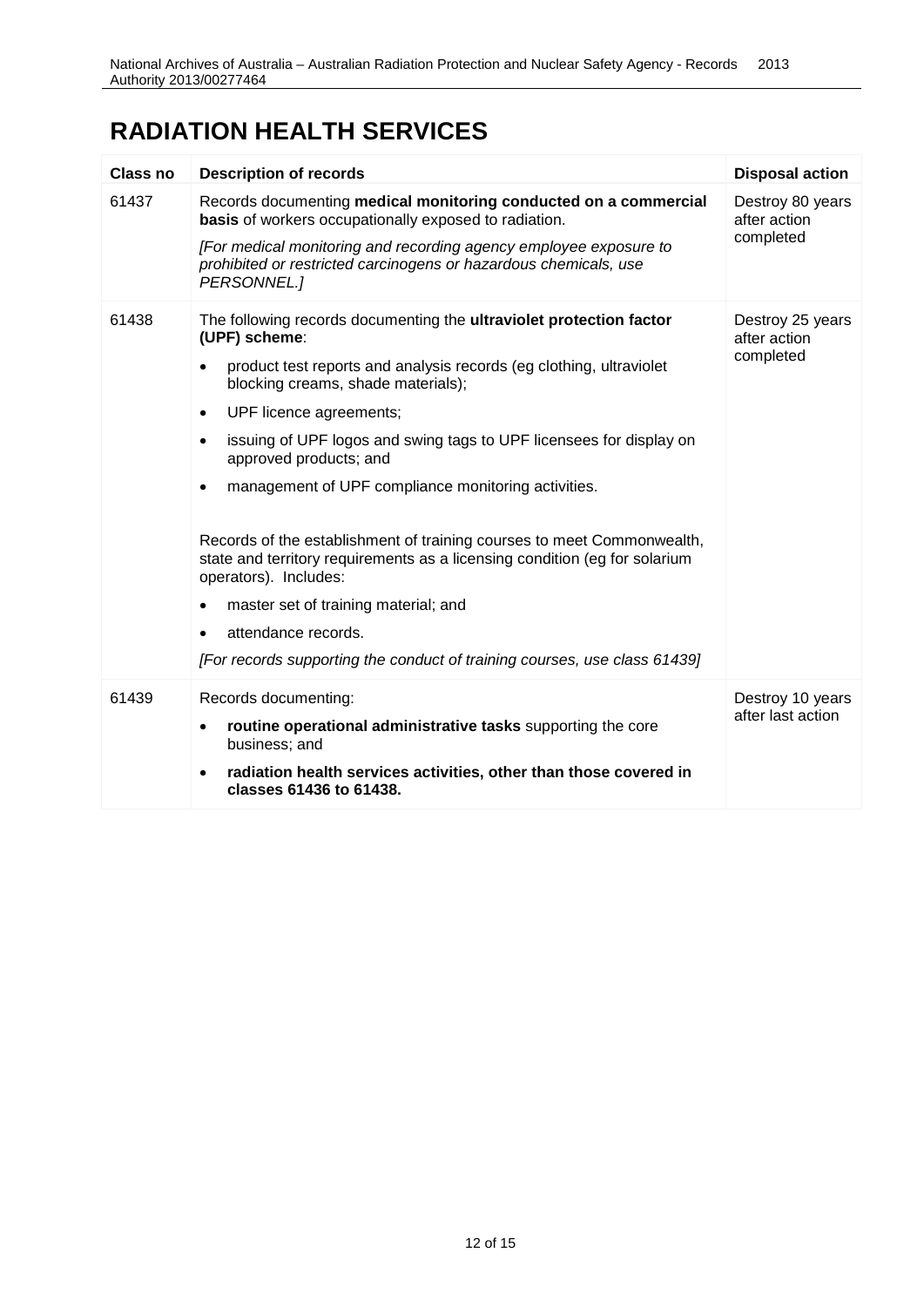# RADIATION HEALTH SERVICES

| Class no | Description of records | Disposal action |
|---|---|---|
| 61437 | Records documenting **medical monitoring conducted on a commercial basis** of workers occupationally exposed to radiation.<br><br>*[For medical monitoring and recording agency employee exposure to prohibited or restricted carcinogens or hazardous chemicals, use PERSONNEL.]* | Destroy 80 years after action completed |
| 61438 | The following records documenting the **ultraviolet protection factor (UPF) scheme**:<br><br>• product test reports and analysis records (eg clothing, ultraviolet blocking creams, shade materials);<br>• UPF licence agreements;<br>• issuing of UPF logos and swing tags to UPF licensees for display on approved products; and<br>• management of UPF compliance monitoring activities.<br><br>Records of the establishment of training courses to meet Commonwealth, state and territory requirements as a licensing condition (eg for solarium operators). Includes:<br><br>• master set of training material; and<br>• attendance records.<br><br>*[For records supporting the conduct of training courses, use class 61439]* | Destroy 25 years after action completed |
| 61439 | Records documenting:<br><br>• **routine operational administrative tasks** supporting the core business; and<br>• **radiation health services activities, other than those covered in classes 61436 to 61438.** | Destroy 10 years after last action |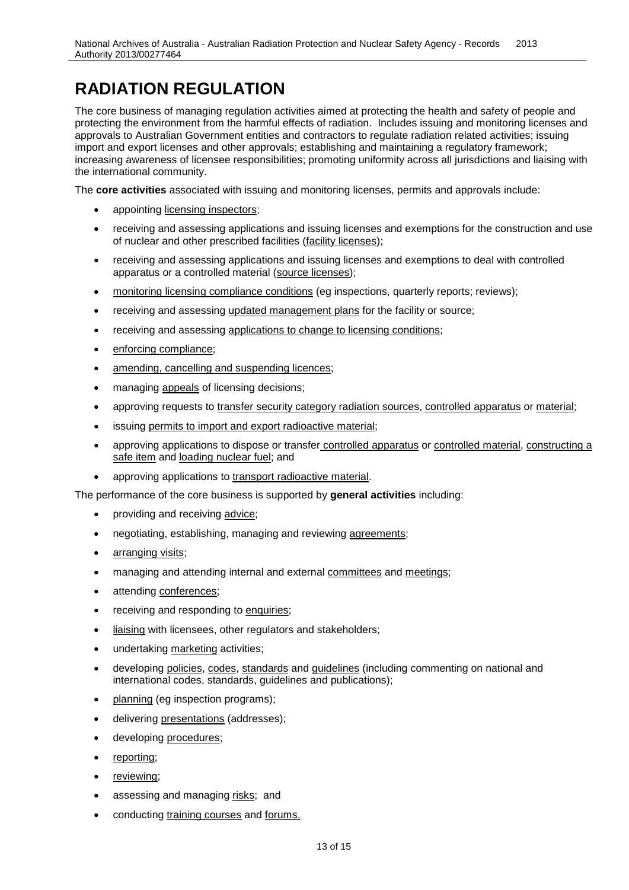# RADIATION REGULATION

The core business of managing regulation activities aimed at protecting the health and safety of people and protecting the environment from the harmful effects of radiation. Includes issuing and monitoring licenses and approvals to Australian Government entities and contractors to regulate radiation related activities; issuing import and export licenses and other approvals; establishing and maintaining a regulatory framework; increasing awareness of licensee responsibilities; promoting uniformity across all jurisdictions and liaising with the international community.

The **core activities** associated with issuing and monitoring licenses, permits and approvals include:

- appointing licensing inspectors;
- receiving and assessing applications and issuing licenses and exemptions for the construction and use of nuclear and other prescribed facilities (facility licenses);
- receiving and assessing applications and issuing licenses and exemptions to deal with controlled apparatus or a controlled material (source licenses);
- monitoring licensing compliance conditions (eg inspections, quarterly reports; reviews);
- receiving and assessing updated management plans for the facility or source;
- receiving and assessing applications to change to licensing conditions;
- enforcing compliance;
- amending, cancelling and suspending licences;
- managing appeals of licensing decisions;
- approving requests to transfer security category radiation sources, controlled apparatus or material;
- issuing permits to import and export radioactive material;
- approving applications to dispose or transfer controlled apparatus or controlled material, constructing a safe item and loading nuclear fuel; and
- approving applications to transport radioactive material.

The performance of the core business is supported by **general activities** including:

- providing and receiving advice;
- negotiating, establishing, managing and reviewing agreements;
- arranging visits;
- managing and attending internal and external committees and meetings;
- attending conferences;
- receiving and responding to enquiries;
- liaising with licensees, other regulators and stakeholders;
- undertaking marketing activities;
- developing policies, codes, standards and guidelines (including commenting on national and international codes, standards, guidelines and publications);
- planning (eg inspection programs);
- delivering presentations (addresses);
- developing procedures;
- reporting;
- reviewing;
- assessing and managing risks; and
- conducting training courses and forums.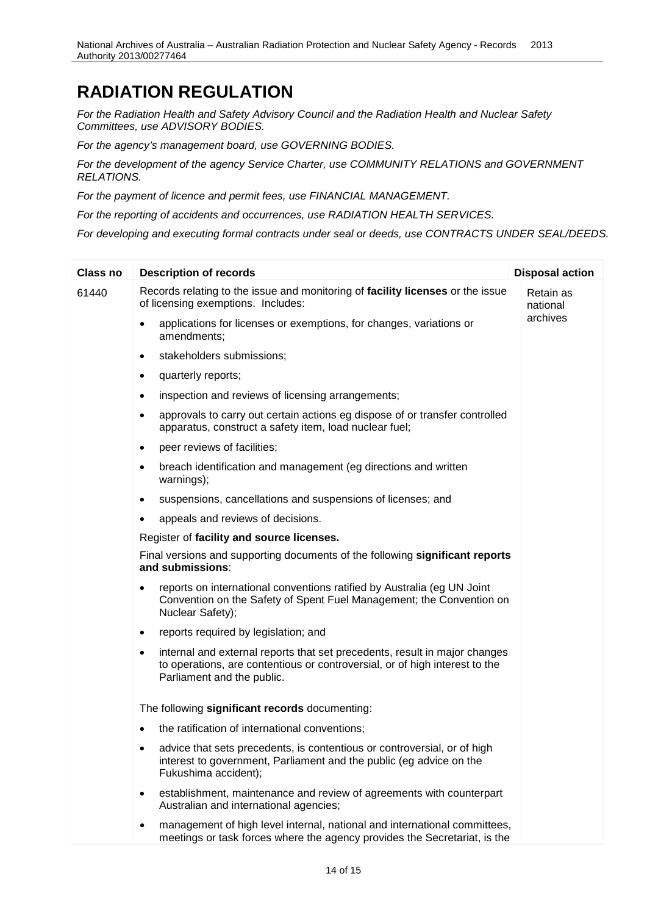# RADIATION REGULATION

*For the Radiation Health and Safety Advisory Council and the Radiation Health and Nuclear Safety Committees, use ADVISORY BODIES.*

*For the agency's management board, use GOVERNING BODIES.*

*For the development of the agency Service Charter, use COMMUNITY RELATIONS and GOVERNMENT RELATIONS.*

*For the payment of licence and permit fees, use FINANCIAL MANAGEMENT.*

*For the reporting of accidents and occurrences, use RADIATION HEALTH SERVICES.*

*For developing and executing formal contracts under seal or deeds, use CONTRACTS UNDER SEAL/DEEDS.*

| Class no | Description of records | Disposal action |
|---|---|---|
| 61440 | Records relating to the issue and monitoring of **facility licenses** or the issue of licensing exemptions. Includes:<br>• applications for licenses or exemptions, for changes, variations or amendments;<br>• stakeholders submissions;<br>• quarterly reports;<br>• inspection and reviews of licensing arrangements;<br>• approvals to carry out certain actions eg dispose of or transfer controlled apparatus, construct a safety item, load nuclear fuel;<br>• peer reviews of facilities;<br>• breach identification and management (eg directions and written warnings);<br>• suspensions, cancellations and suspensions of licenses; and<br>• appeals and reviews of decisions.<br>Register of **facility and source licenses.**<br>Final versions and supporting documents of the following **significant reports and submissions**:<br>• reports on international conventions ratified by Australia (eg UN Joint Convention on the Safety of Spent Fuel Management; the Convention on Nuclear Safety);<br>• reports required by legislation; and<br>• internal and external reports that set precedents, result in major changes to operations, are contentious or controversial, or of high interest to the Parliament and the public.<br><br>The following **significant records** documenting:<br>• the ratification of international conventions;<br>• advice that sets precedents, is contentious or controversial, or of high interest to government, Parliament and the public (eg advice on the Fukushima accident);<br>• establishment, maintenance and review of agreements with counterpart Australian and international agencies;<br>• management of high level internal, national and international committees, meetings or task forces where the agency provides the Secretariat, is the | Retain as national archives |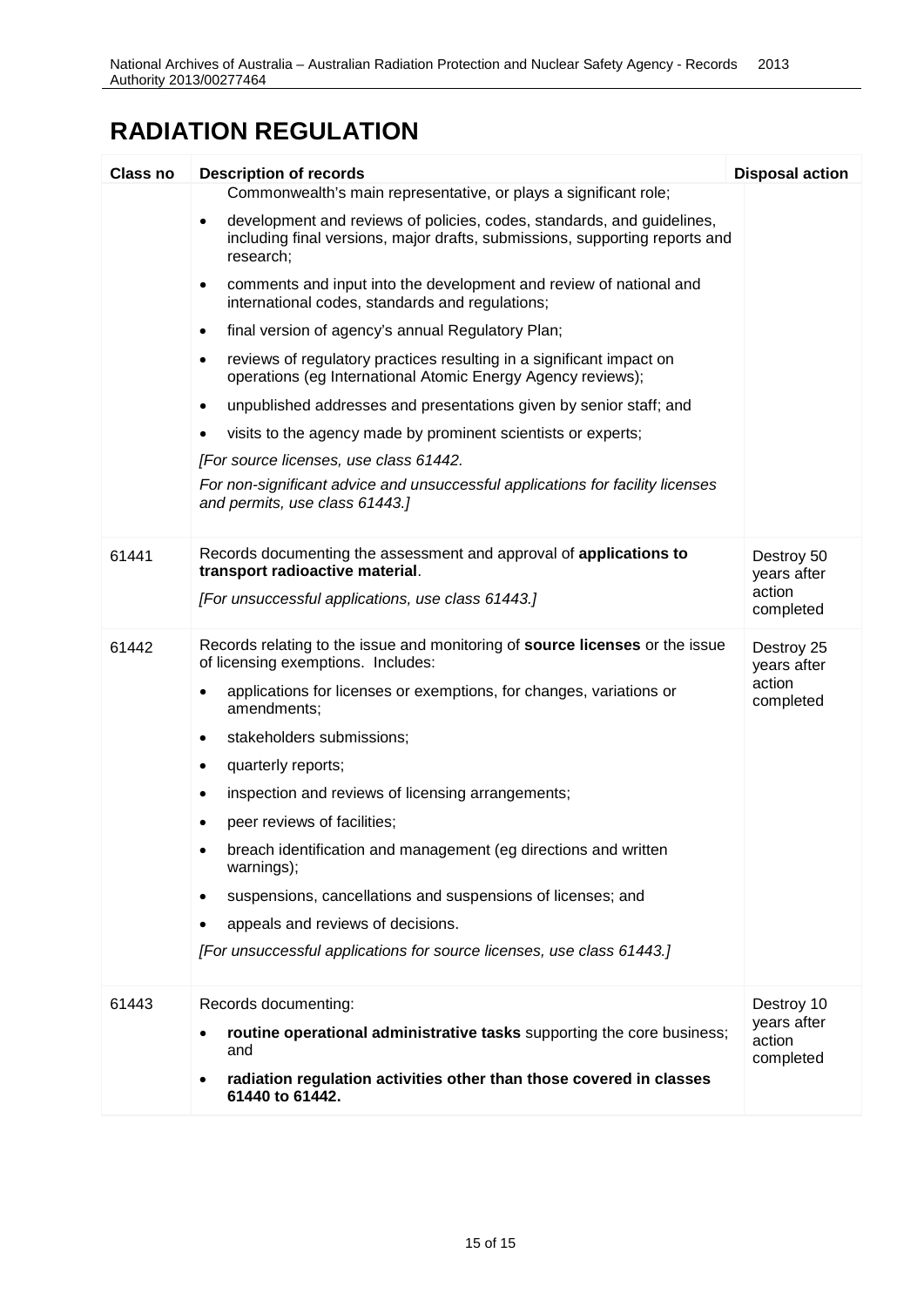# RADIATION REGULATION

| Class no | Description of records | Disposal action |
|---|---|---|
| | Commonwealth's main representative, or plays a significant role;<br>• development and reviews of policies, codes, standards, and guidelines, including final versions, major drafts, submissions, supporting reports and research;<br>• comments and input into the development and review of national and international codes, standards and regulations;<br>• final version of agency's annual Regulatory Plan;<br>• reviews of regulatory practices resulting in a significant impact on operations (eg International Atomic Energy Agency reviews);<br>• unpublished addresses and presentations given by senior staff; and<br>• visits to the agency made by prominent scientists or experts;<br>*[For source licenses, use class 61442.*<br>*For non-significant advice and unsuccessful applications for facility licenses and permits, use class 61443.]* | |
| 61441 | Records documenting the assessment and approval of **applications to transport radioactive material**.<br>*[For unsuccessful applications, use class 61443.]* | Destroy 50 years after action completed |
| 61442 | Records relating to the issue and monitoring of **source licenses** or the issue of licensing exemptions. Includes:<br>• applications for licenses or exemptions, for changes, variations or amendments;<br>• stakeholders submissions;<br>• quarterly reports;<br>• inspection and reviews of licensing arrangements;<br>• peer reviews of facilities;<br>• breach identification and management (eg directions and written warnings);<br>• suspensions, cancellations and suspensions of licenses; and<br>• appeals and reviews of decisions.<br>*[For unsuccessful applications for source licenses, use class 61443.]* | Destroy 25 years after action completed |
| 61443 | Records documenting:<br>• **routine operational administrative tasks** supporting the core business; and<br>• **radiation regulation activities other than those covered in classes 61440 to 61442.** | Destroy 10 years after action completed |